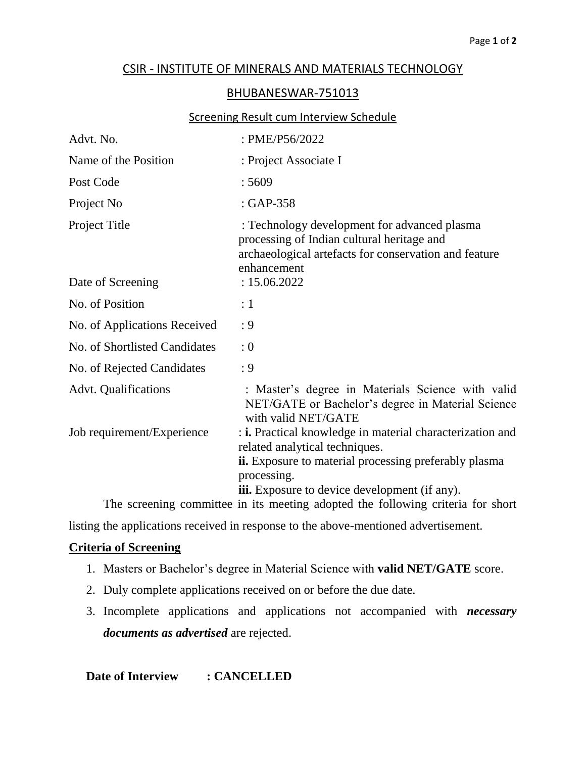# CSIR - INSTITUTE OF MINERALS AND MATERIALS TECHNOLOGY

## BHUBANESWAR-751013

### Screening Result cum Interview Schedule

| | |
|---|---|
| Advt. No. | : PME/P56/2022 |
| Name of the Position | : Project Associate I |
| Post Code | : 5609 |
| Project No | : GAP-358 |
| Project Title | : Technology development for advanced plasma processing of Indian cultural heritage and archaeological artefacts for conservation and feature enhancement |
| Date of Screening | : 15.06.2022 |
| No. of Position | : 1 |
| No. of Applications Received | : 9 |
| No. of Shortlisted Candidates | : 0 |
| No. of Rejected Candidates | : 9 |
| Advt. Qualifications | : Master's degree in Materials Science with valid NET/GATE or Bachelor's degree in Material Science with valid NET/GATE |
| Job requirement/Experience | : **i.** Practical knowledge in material characterization and related analytical techniques.<br>**ii.** Exposure to material processing preferably plasma processing.<br>**iii.** Exposure to device development (if any). |

The screening committee in its meeting adopted the following criteria for short listing the applications received in response to the above-mentioned advertisement.

**Criteria of Screening**

1. Masters or Bachelor's degree in Material Science with **valid NET/GATE** score.
2. Duly complete applications received on or before the due date.
3. Incomplete applications and applications not accompanied with ***necessary documents as advertised*** are rejected.

**Date of Interview : CANCELLED**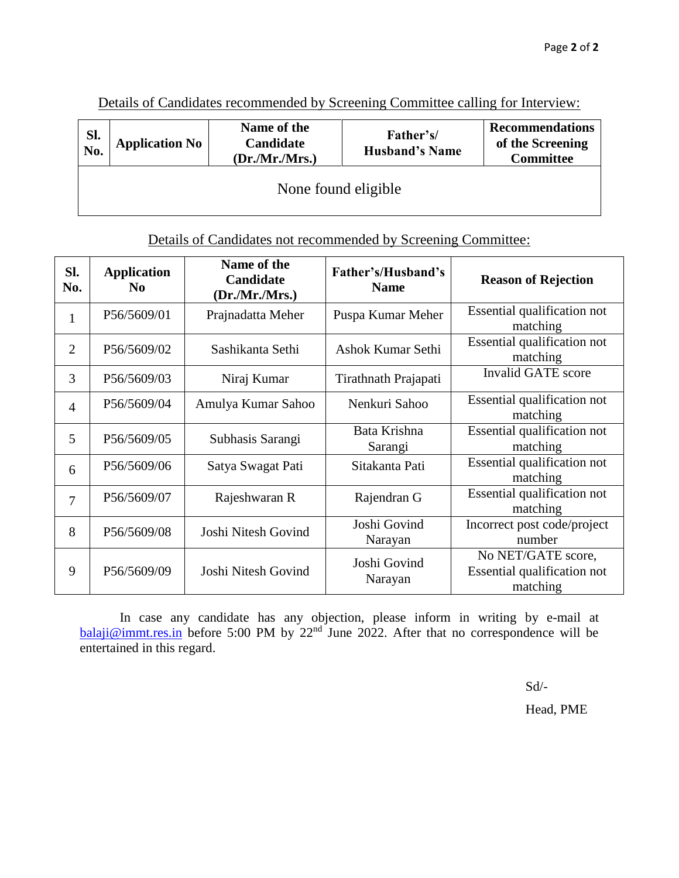Details of Candidates recommended by Screening Committee calling for Interview:

| Sl. No. | Application No | Name of the Candidate (Dr./Mr./Mrs.) | Father's/ Husband's Name | Recommendations of the Screening Committee |
|---|---|---|---|---|
| None found eligible | | | | |

Details of Candidates not recommended by Screening Committee:

| Sl. No. | Application No | Name of the Candidate (Dr./Mr./Mrs.) | Father's/Husband's Name | Reason of Rejection |
|---|---|---|---|---|
| 1 | P56/5609/01 | Prajnadatta Meher | Puspa Kumar Meher | Essential qualification not matching |
| 2 | P56/5609/02 | Sashikanta Sethi | Ashok Kumar Sethi | Essential qualification not matching |
| 3 | P56/5609/03 | Niraj Kumar | Tirathnath Prajapati | Invalid GATE score |
| 4 | P56/5609/04 | Amulya Kumar Sahoo | Nenkuri Sahoo | Essential qualification not matching |
| 5 | P56/5609/05 | Subhasis Sarangi | Bata Krishna Sarangi | Essential qualification not matching |
| 6 | P56/5609/06 | Satya Swagat Pati | Sitakanta Pati | Essential qualification not matching |
| 7 | P56/5609/07 | Rajeshwaran R | Rajendran G | Essential qualification not matching |
| 8 | P56/5609/08 | Joshi Nitesh Govind | Joshi Govind Narayan | Incorrect post code/project number |
| 9 | P56/5609/09 | Joshi Nitesh Govind | Joshi Govind Narayan | No NET/GATE score, Essential qualification not matching |

In case any candidate has any objection, please inform in writing by e-mail at balaji@immt.res.in before 5:00 PM by 22nd June 2022. After that no correspondence will be entertained in this regard.

Sd/-

Head, PME